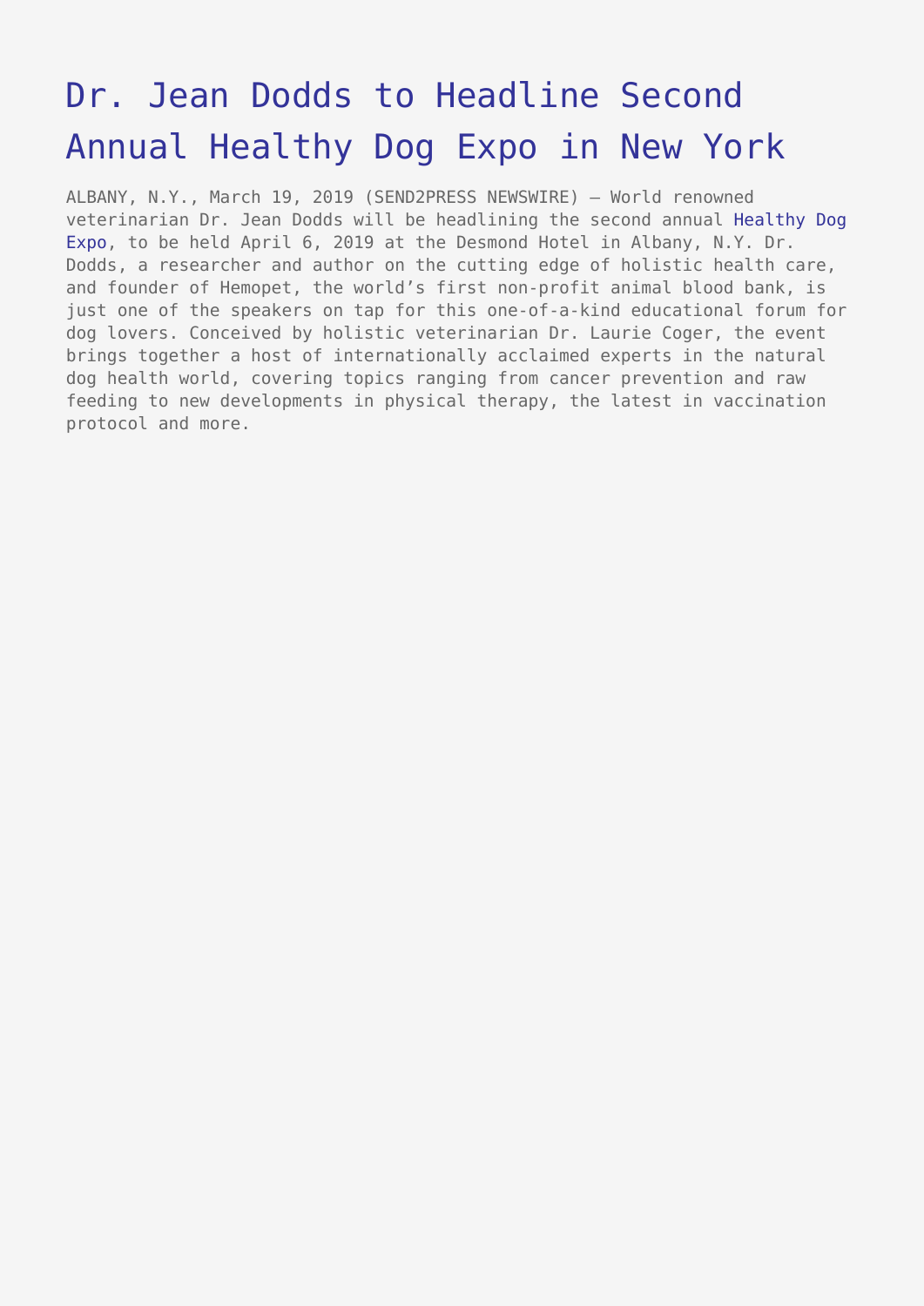# Dr. Jean Dodds to Headline Second Annual Healthy Dog Expo in New York

ALBANY, N.Y., March 19, 2019 (SEND2PRESS NEWSWIRE) — World renowned veterinarian Dr. Jean Dodds will be headlining the second annual Healthy Dog Expo, to be held April 6, 2019 at the Desmond Hotel in Albany, N.Y. Dr. Dodds, a researcher and author on the cutting edge of holistic health care, and founder of Hemopet, the world's first non-profit animal blood bank, is just one of the speakers on tap for this one-of-a-kind educational forum for dog lovers. Conceived by holistic veterinarian Dr. Laurie Coger, the event brings together a host of internationally acclaimed experts in the natural dog health world, covering topics ranging from cancer prevention and raw feeding to new developments in physical therapy, the latest in vaccination protocol and more.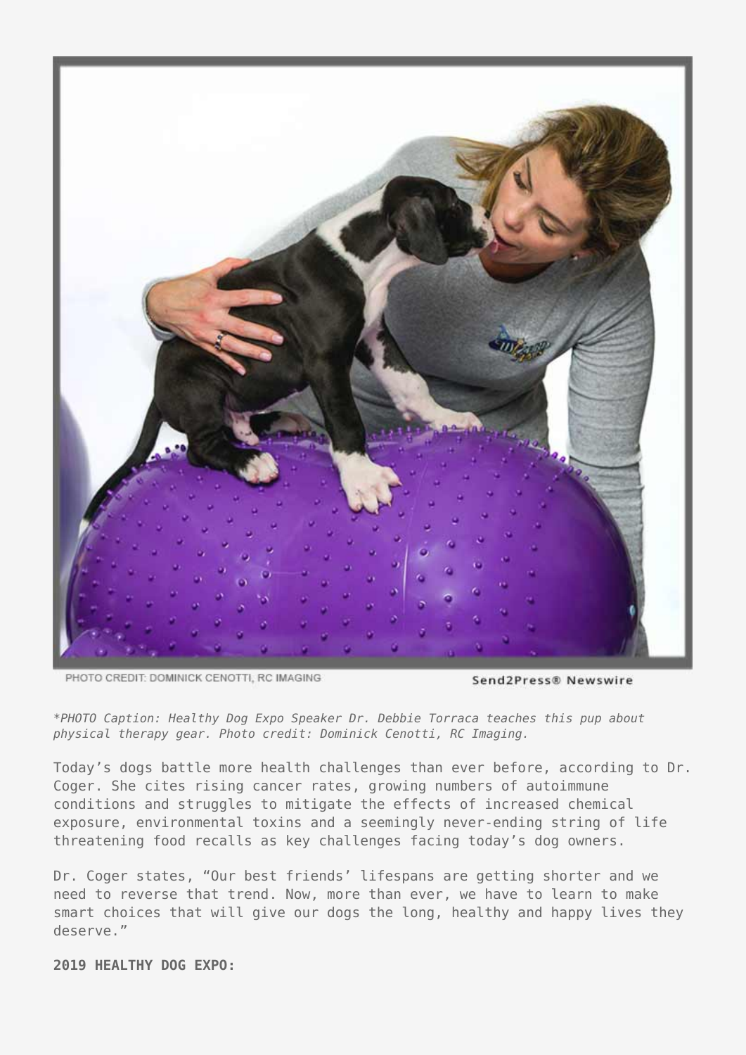PHOTO CREDIT: DOMINICK CENOTTI, RC IMAGING

Send2Press® Newswire

**PHOTO Caption: Healthy Dog Expo Speaker Dr. Debbie Torraca teaches this pup about physical therapy gear. Photo credit: Dominick Cenotti, RC Imaging.*

Today's dogs battle more health challenges than ever before, according to Dr. Coger. She cites rising cancer rates, growing numbers of autoimmune conditions and struggles to mitigate the effects of increased chemical exposure, environmental toxins and a seemingly never-ending string of life threatening food recalls as key challenges facing today's dog owners.

Dr. Coger states, "Our best friends' lifespans are getting shorter and we need to reverse that trend. Now, more than ever, we have to learn to make smart choices that will give our dogs the long, healthy and happy lives they deserve."

**2019 HEALTHY DOG EXPO:**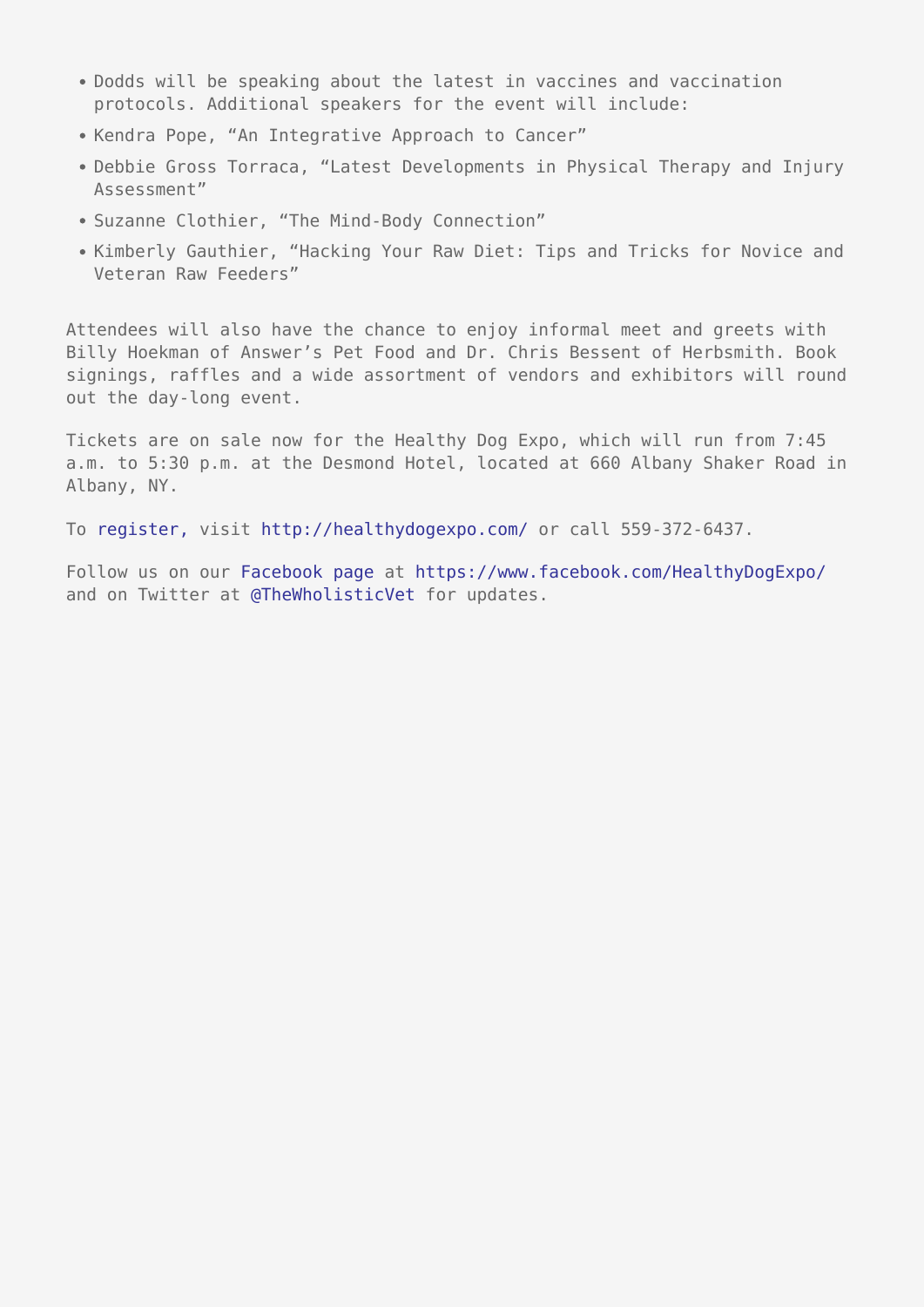- Dodds will be speaking about the latest in vaccines and vaccination protocols. Additional speakers for the event will include:
- Kendra Pope, “An Integrative Approach to Cancer”
- Debbie Gross Torraca, “Latest Developments in Physical Therapy and Injury Assessment”
- Suzanne Clothier, “The Mind-Body Connection”
- Kimberly Gauthier, “Hacking Your Raw Diet: Tips and Tricks for Novice and Veteran Raw Feeders”

Attendees will also have the chance to enjoy informal meet and greets with Billy Hoekman of Answer’s Pet Food and Dr. Chris Bessent of Herbsmith. Book signings, raffles and a wide assortment of vendors and exhibitors will round out the day-long event.

Tickets are on sale now for the Healthy Dog Expo, which will run from 7:45 a.m. to 5:30 p.m. at the Desmond Hotel, located at 660 Albany Shaker Road in Albany, NY.

To register, visit http://healthydogexpo.com/ or call 559-372-6437.

Follow us on our Facebook page at https://www.facebook.com/HealthyDogExpo/ and on Twitter at @TheWholisticVet for updates.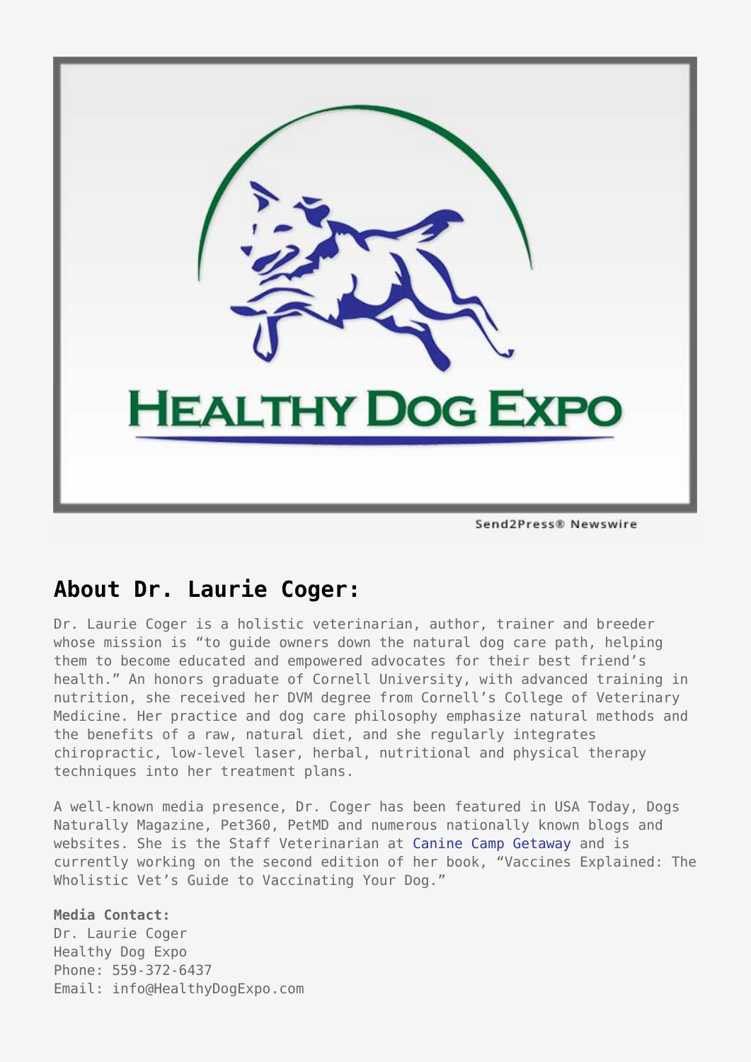## About Dr. Laurie Coger:

Dr. Laurie Coger is a holistic veterinarian, author, trainer and breeder whose mission is "to guide owners down the natural dog care path, helping them to become educated and empowered advocates for their best friend's health." An honors graduate of Cornell University, with advanced training in nutrition, she received her DVM degree from Cornell's College of Veterinary Medicine. Her practice and dog care philosophy emphasize natural methods and the benefits of a raw, natural diet, and she regularly integrates chiropractic, low-level laser, herbal, nutritional and physical therapy techniques into her treatment plans.

A well-known media presence, Dr. Coger has been featured in USA Today, Dogs Naturally Magazine, Pet360, PetMD and numerous nationally known blogs and websites. She is the Staff Veterinarian at Canine Camp Getaway and is currently working on the second edition of her book, "Vaccines Explained: The Wholistic Vet's Guide to Vaccinating Your Dog."

**Media Contact:**
Dr. Laurie Coger
Healthy Dog Expo
Phone: 559-372-6437
Email: info@HealthyDogExpo.com